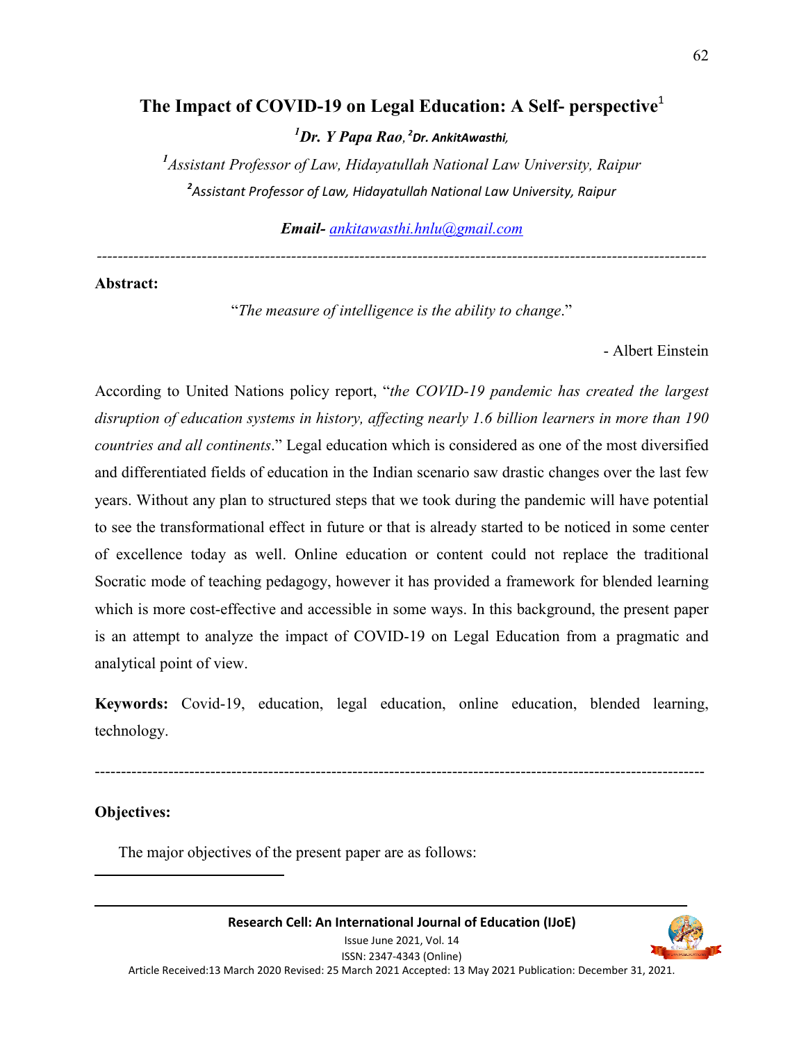# The Impact of COVID-19 on Legal Education: A Self- perspective[1]

***[1]Dr. Y Papa Rao, [2]Dr. AnkitAwasthi,***

*[1]Assistant Professor of Law, Hidayatullah National Law University, Raipur*

*[2]Assistant Professor of Law, Hidayatullah National Law University, Raipur*

***Email-*** *ankitawasthi.hnlu@gmail.com*

---

**Abstract:**

"*The measure of intelligence is the ability to change*."

- Albert Einstein

According to United Nations policy report, "*the COVID-19 pandemic has created the largest disruption of education systems in history, affecting nearly 1.6 billion learners in more than 190 countries and all continents*." Legal education which is considered as one of the most diversified and differentiated fields of education in the Indian scenario saw drastic changes over the last few years. Without any plan to structured steps that we took during the pandemic will have potential to see the transformational effect in future or that is already started to be noticed in some center of excellence today as well. Online education or content could not replace the traditional Socratic mode of teaching pedagogy, however it has provided a framework for blended learning which is more cost-effective and accessible in some ways. In this background, the present paper is an attempt to analyze the impact of COVID-19 on Legal Education from a pragmatic and analytical point of view.

**Keywords:** Covid-19, education, legal education, online education, blended learning, technology.

---

**Objectives:**

The major objectives of the present paper are as follows: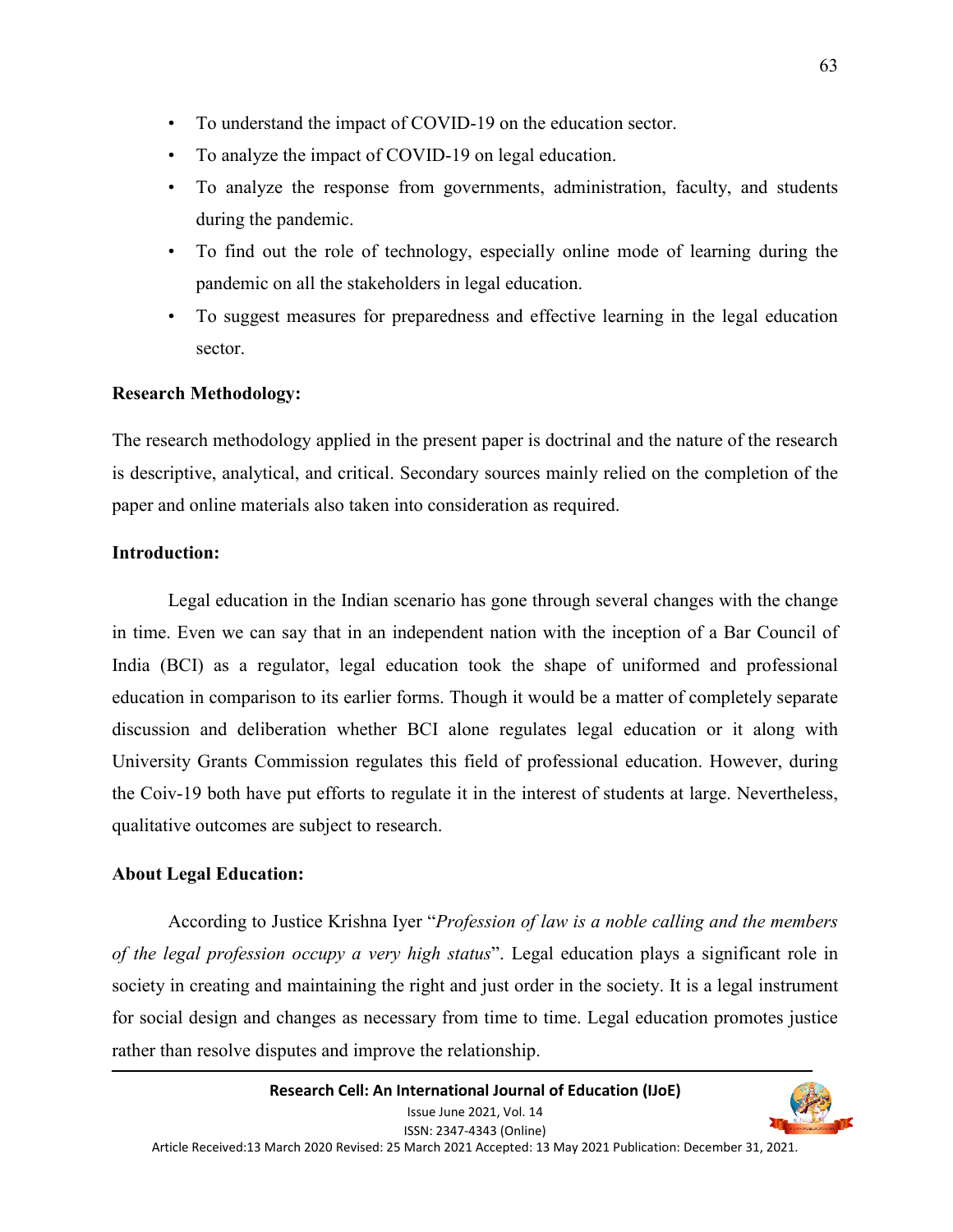- To understand the impact of COVID-19 on the education sector.
- To analyze the impact of COVID-19 on legal education.
- To analyze the response from governments, administration, faculty, and students during the pandemic.
- To find out the role of technology, especially online mode of learning during the pandemic on all the stakeholders in legal education.
- To suggest measures for preparedness and effective learning in the legal education sector.

**Research Methodology:**

The research methodology applied in the present paper is doctrinal and the nature of the research is descriptive, analytical, and critical. Secondary sources mainly relied on the completion of the paper and online materials also taken into consideration as required.

**Introduction:**

Legal education in the Indian scenario has gone through several changes with the change in time. Even we can say that in an independent nation with the inception of a Bar Council of India (BCI) as a regulator, legal education took the shape of uniformed and professional education in comparison to its earlier forms. Though it would be a matter of completely separate discussion and deliberation whether BCI alone regulates legal education or it along with University Grants Commission regulates this field of professional education. However, during the Coiv-19 both have put efforts to regulate it in the interest of students at large. Nevertheless, qualitative outcomes are subject to research.

**About Legal Education:**

According to Justice Krishna Iyer "*Profession of law is a noble calling and the members of the legal profession occupy a very high status*". Legal education plays a significant role in society in creating and maintaining the right and just order in the society. It is a legal instrument for social design and changes as necessary from time to time. Legal education promotes justice rather than resolve disputes and improve the relationship.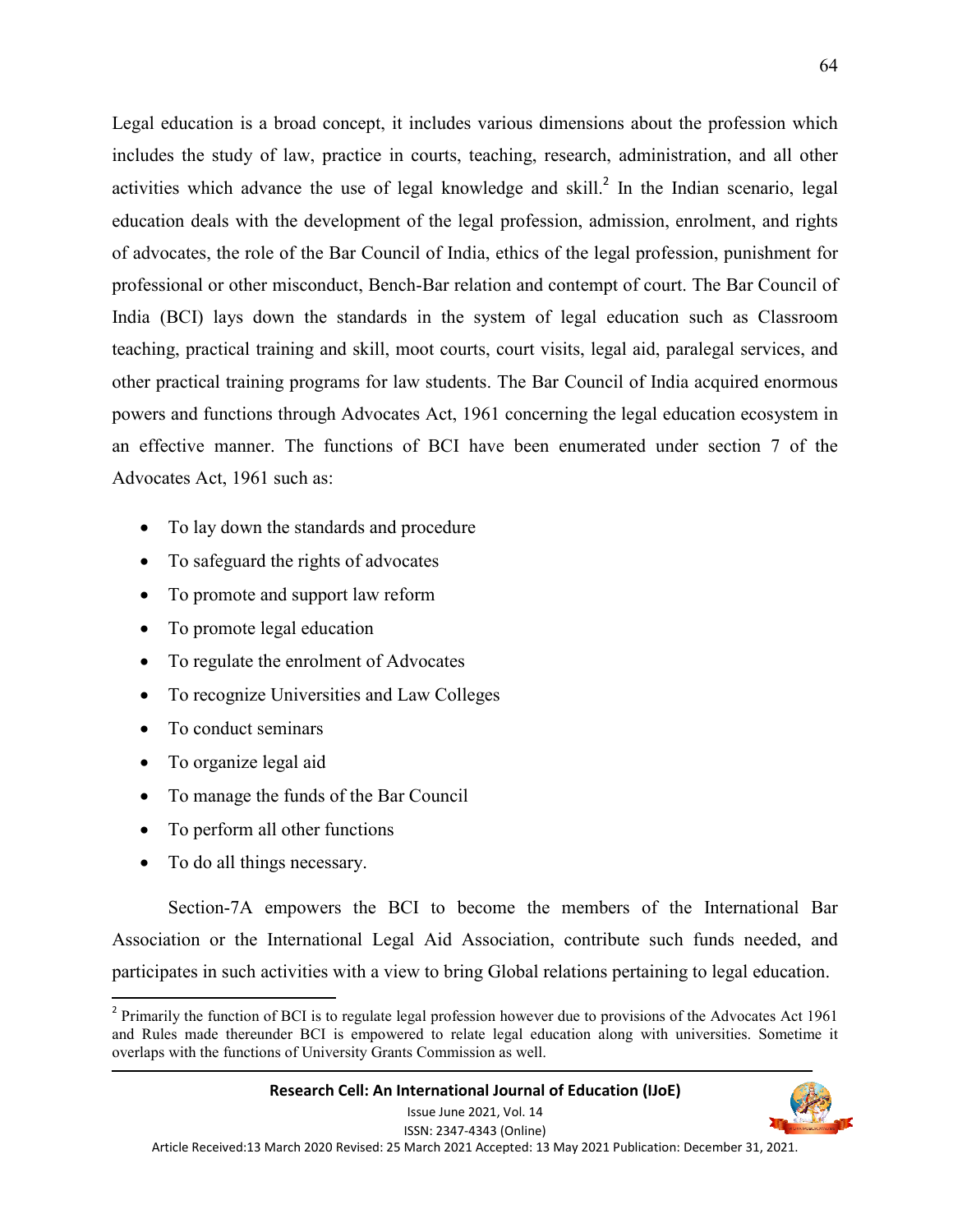Legal education is a broad concept, it includes various dimensions about the profession which includes the study of law, practice in courts, teaching, research, administration, and all other activities which advance the use of legal knowledge and skill.[2] In the Indian scenario, legal education deals with the development of the legal profession, admission, enrolment, and rights of advocates, the role of the Bar Council of India, ethics of the legal profession, punishment for professional or other misconduct, Bench-Bar relation and contempt of court. The Bar Council of India (BCI) lays down the standards in the system of legal education such as Classroom teaching, practical training and skill, moot courts, court visits, legal aid, paralegal services, and other practical training programs for law students. The Bar Council of India acquired enormous powers and functions through Advocates Act, 1961 concerning the legal education ecosystem in an effective manner. The functions of BCI have been enumerated under section 7 of the Advocates Act, 1961 such as:

- To lay down the standards and procedure
- To safeguard the rights of advocates
- To promote and support law reform
- To promote legal education
- To regulate the enrolment of Advocates
- To recognize Universities and Law Colleges
- To conduct seminars
- To organize legal aid
- To manage the funds of the Bar Council
- To perform all other functions
- To do all things necessary.

Section-7A empowers the BCI to become the members of the International Bar Association or the International Legal Aid Association, contribute such funds needed, and participates in such activities with a view to bring Global relations pertaining to legal education.

[2] Primarily the function of BCI is to regulate legal profession however due to provisions of the Advocates Act 1961 and Rules made thereunder BCI is empowered to relate legal education along with universities. Sometime it overlaps with the functions of University Grants Commission as well.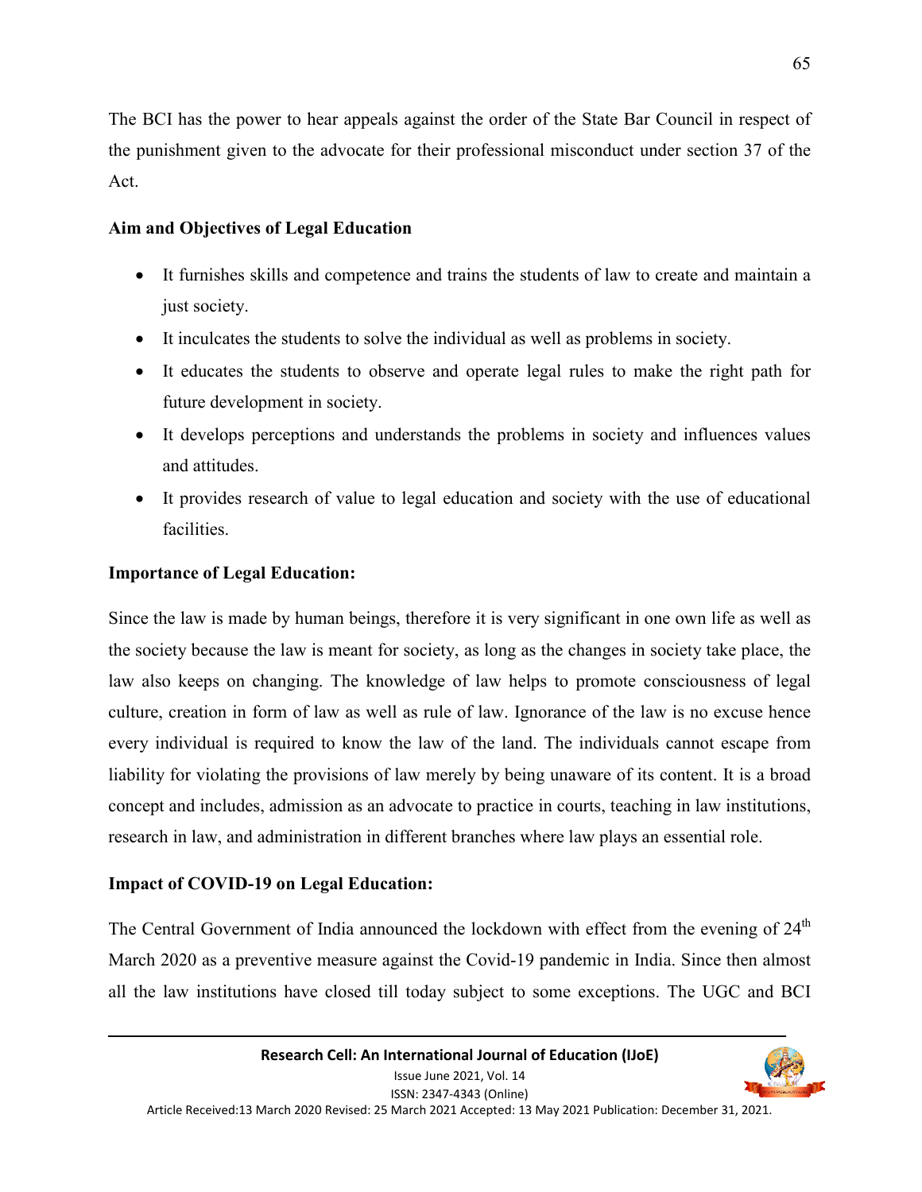The BCI has the power to hear appeals against the order of the State Bar Council in respect of the punishment given to the advocate for their professional misconduct under section 37 of the Act.

**Aim and Objectives of Legal Education**

- It furnishes skills and competence and trains the students of law to create and maintain a just society.
- It inculcates the students to solve the individual as well as problems in society.
- It educates the students to observe and operate legal rules to make the right path for future development in society.
- It develops perceptions and understands the problems in society and influences values and attitudes.
- It provides research of value to legal education and society with the use of educational facilities.

**Importance of Legal Education:**

Since the law is made by human beings, therefore it is very significant in one own life as well as the society because the law is meant for society, as long as the changes in society take place, the law also keeps on changing. The knowledge of law helps to promote consciousness of legal culture, creation in form of law as well as rule of law. Ignorance of the law is no excuse hence every individual is required to know the law of the land. The individuals cannot escape from liability for violating the provisions of law merely by being unaware of its content. It is a broad concept and includes, admission as an advocate to practice in courts, teaching in law institutions, research in law, and administration in different branches where law plays an essential role.

**Impact of COVID-19 on Legal Education:**

The Central Government of India announced the lockdown with effect from the evening of 24th March 2020 as a preventive measure against the Covid-19 pandemic in India. Since then almost all the law institutions have closed till today subject to some exceptions. The UGC and BCI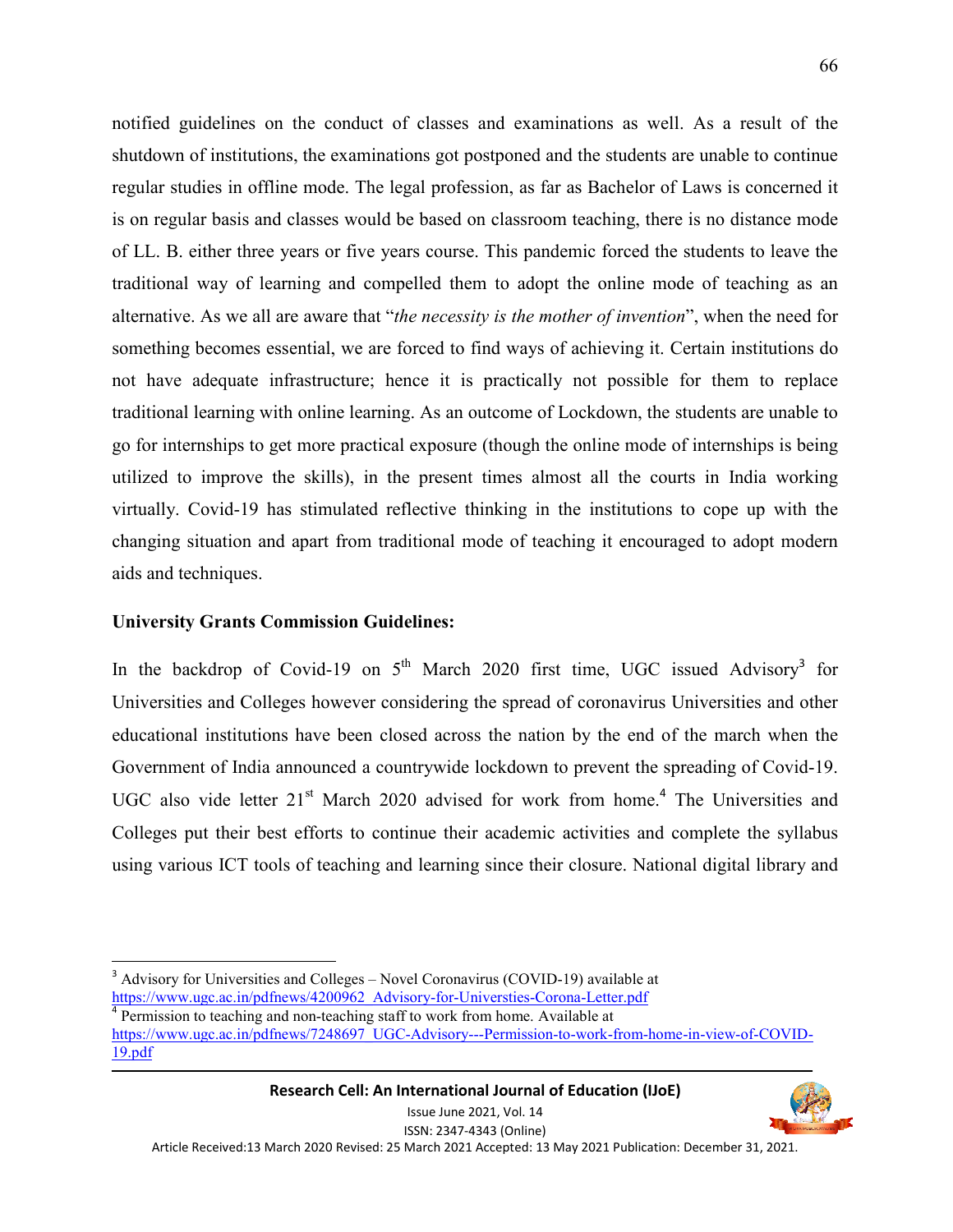notified guidelines on the conduct of classes and examinations as well. As a result of the shutdown of institutions, the examinations got postponed and the students are unable to continue regular studies in offline mode. The legal profession, as far as Bachelor of Laws is concerned it is on regular basis and classes would be based on classroom teaching, there is no distance mode of LL. B. either three years or five years course. This pandemic forced the students to leave the traditional way of learning and compelled them to adopt the online mode of teaching as an alternative. As we all are aware that "*the necessity is the mother of invention*", when the need for something becomes essential, we are forced to find ways of achieving it. Certain institutions do not have adequate infrastructure; hence it is practically not possible for them to replace traditional learning with online learning. As an outcome of Lockdown, the students are unable to go for internships to get more practical exposure (though the online mode of internships is being utilized to improve the skills), in the present times almost all the courts in India working virtually. Covid-19 has stimulated reflective thinking in the institutions to cope up with the changing situation and apart from traditional mode of teaching it encouraged to adopt modern aids and techniques.

**University Grants Commission Guidelines:**

In the backdrop of Covid-19 on 5th March 2020 first time, UGC issued Advisory[3] for Universities and Colleges however considering the spread of coronavirus Universities and other educational institutions have been closed across the nation by the end of the march when the Government of India announced a countrywide lockdown to prevent the spreading of Covid-19. UGC also vide letter 21st March 2020 advised for work from home.[4] The Universities and Colleges put their best efforts to continue their academic activities and complete the syllabus using various ICT tools of teaching and learning since their closure. National digital library and

---

[3] Advisory for Universities and Colleges – Novel Coronavirus (COVID-19) available at https://www.ugc.ac.in/pdfnews/4200962_Advisory-for-Universties-Corona-Letter.pdf

[4] Permission to teaching and non-teaching staff to work from home. Available at https://www.ugc.ac.in/pdfnews/7248697_UGC-Advisory---Permission-to-work-from-home-in-view-of-COVID-19.pdf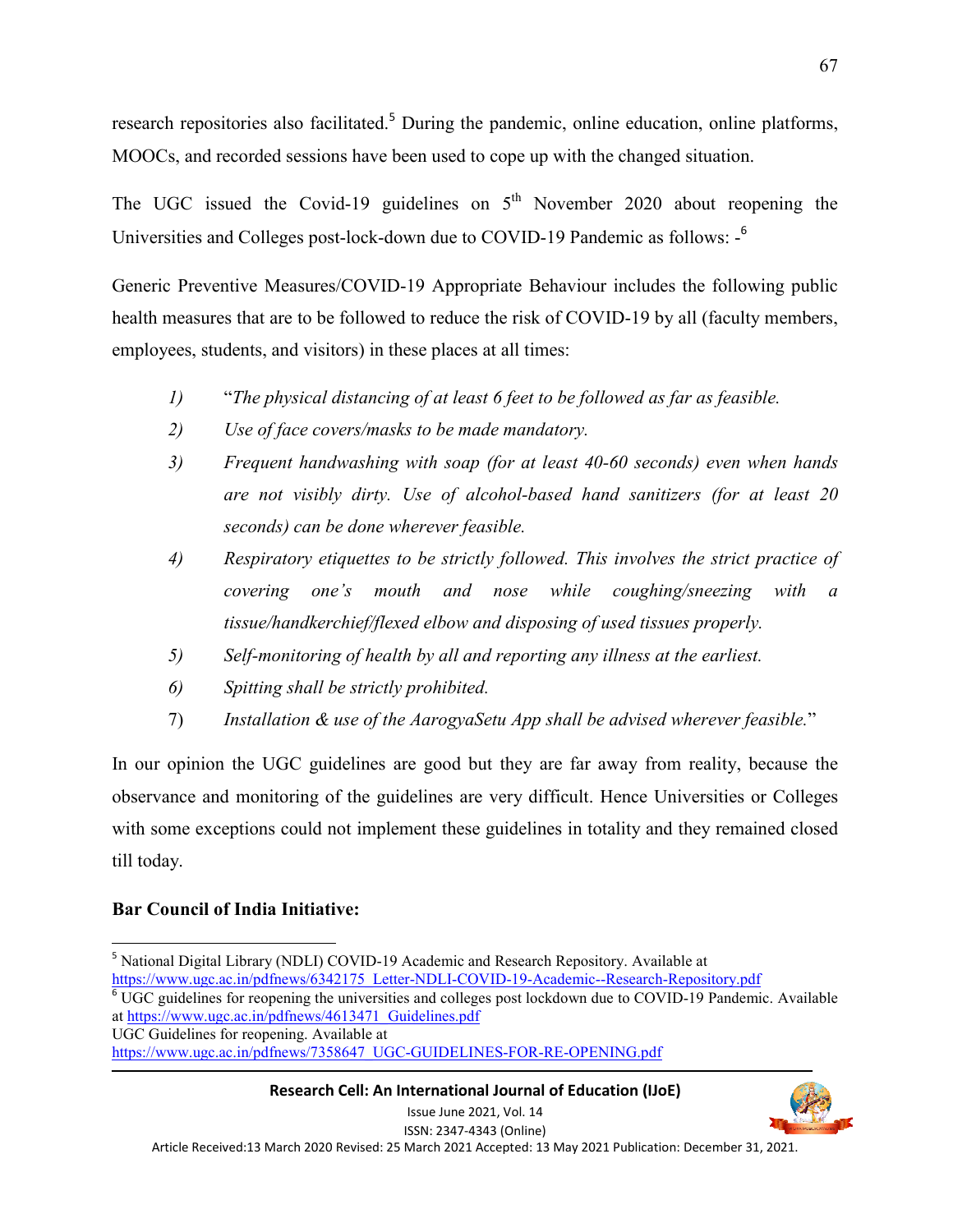research repositories also facilitated.[5] During the pandemic, online education, online platforms, MOOCs, and recorded sessions have been used to cope up with the changed situation.

The UGC issued the Covid-19 guidelines on 5th November 2020 about reopening the Universities and Colleges post-lock-down due to COVID-19 Pandemic as follows: -[6]

Generic Preventive Measures/COVID-19 Appropriate Behaviour includes the following public health measures that are to be followed to reduce the risk of COVID-19 by all (faculty members, employees, students, and visitors) in these places at all times:

1) "*The physical distancing of at least 6 feet to be followed as far as feasible.*
2) *Use of face covers/masks to be made mandatory.*
3) *Frequent handwashing with soap (for at least 40-60 seconds) even when hands are not visibly dirty. Use of alcohol-based hand sanitizers (for at least 20 seconds) can be done wherever feasible.*
4) *Respiratory etiquettes to be strictly followed. This involves the strict practice of covering one's mouth and nose while coughing/sneezing with a tissue/handkerchief/flexed elbow and disposing of used tissues properly.*
5) *Self-monitoring of health by all and reporting any illness at the earliest.*
6) *Spitting shall be strictly prohibited.*
7) *Installation & use of the AarogyaSetu App shall be advised wherever feasible.*"

In our opinion the UGC guidelines are good but they are far away from reality, because the observance and monitoring of the guidelines are very difficult. Hence Universities or Colleges with some exceptions could not implement these guidelines in totality and they remained closed till today.

**Bar Council of India Initiative:**

---

[5] National Digital Library (NDLI) COVID-19 Academic and Research Repository. Available at https://www.ugc.ac.in/pdfnews/6342175_Letter-NDLI-COVID-19-Academic--Research-Repository.pdf

[6] UGC guidelines for reopening the universities and colleges post lockdown due to COVID-19 Pandemic. Available at https://www.ugc.ac.in/pdfnews/4613471_Guidelines.pdf
UGC Guidelines for reopening. Available at https://www.ugc.ac.in/pdfnews/7358647_UGC-GUIDELINES-FOR-RE-OPENING.pdf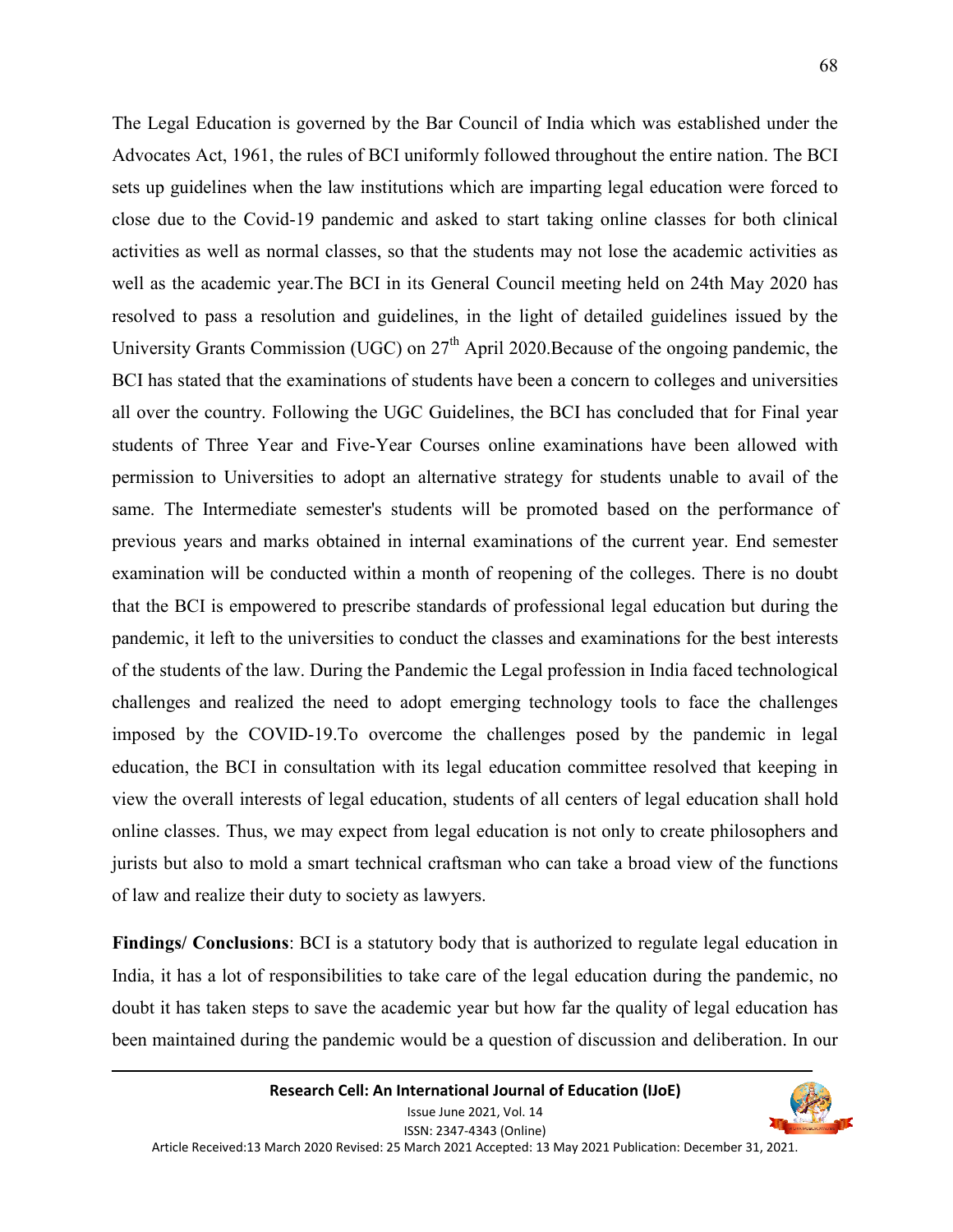The Legal Education is governed by the Bar Council of India which was established under the Advocates Act, 1961, the rules of BCI uniformly followed throughout the entire nation. The BCI sets up guidelines when the law institutions which are imparting legal education were forced to close due to the Covid-19 pandemic and asked to start taking online classes for both clinical activities as well as normal classes, so that the students may not lose the academic activities as well as the academic year.The BCI in its General Council meeting held on 24th May 2020 has resolved to pass a resolution and guidelines, in the light of detailed guidelines issued by the University Grants Commission (UGC) on 27th April 2020.Because of the ongoing pandemic, the BCI has stated that the examinations of students have been a concern to colleges and universities all over the country. Following the UGC Guidelines, the BCI has concluded that for Final year students of Three Year and Five-Year Courses online examinations have been allowed with permission to Universities to adopt an alternative strategy for students unable to avail of the same. The Intermediate semester's students will be promoted based on the performance of previous years and marks obtained in internal examinations of the current year. End semester examination will be conducted within a month of reopening of the colleges. There is no doubt that the BCI is empowered to prescribe standards of professional legal education but during the pandemic, it left to the universities to conduct the classes and examinations for the best interests of the students of the law. During the Pandemic the Legal profession in India faced technological challenges and realized the need to adopt emerging technology tools to face the challenges imposed by the COVID-19.To overcome the challenges posed by the pandemic in legal education, the BCI in consultation with its legal education committee resolved that keeping in view the overall interests of legal education, students of all centers of legal education shall hold online classes. Thus, we may expect from legal education is not only to create philosophers and jurists but also to mold a smart technical craftsman who can take a broad view of the functions of law and realize their duty to society as lawyers.

**Findings/ Conclusions**: BCI is a statutory body that is authorized to regulate legal education in India, it has a lot of responsibilities to take care of the legal education during the pandemic, no doubt it has taken steps to save the academic year but how far the quality of legal education has been maintained during the pandemic would be a question of discussion and deliberation. In our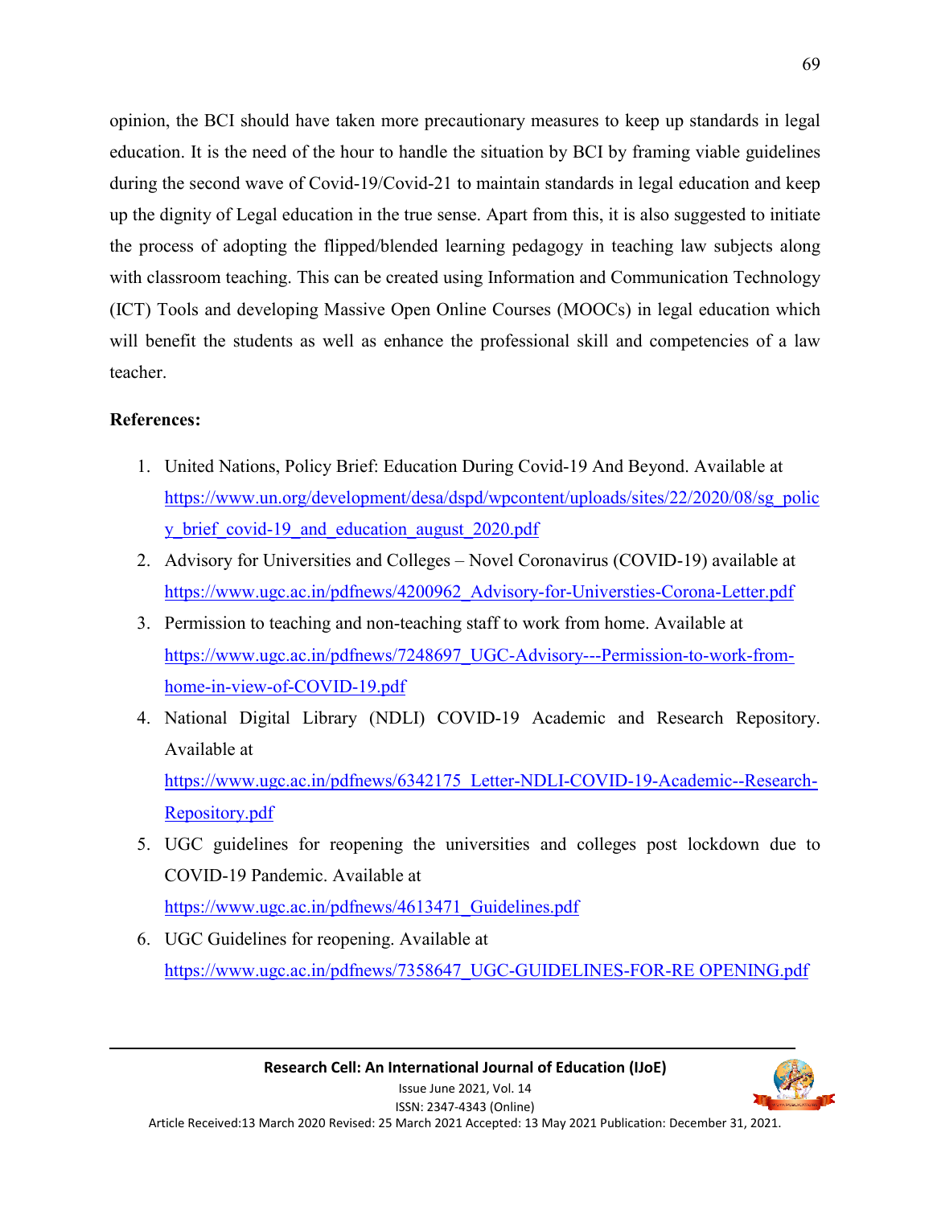opinion, the BCI should have taken more precautionary measures to keep up standards in legal education. It is the need of the hour to handle the situation by BCI by framing viable guidelines during the second wave of Covid-19/Covid-21 to maintain standards in legal education and keep up the dignity of Legal education in the true sense. Apart from this, it is also suggested to initiate the process of adopting the flipped/blended learning pedagogy in teaching law subjects along with classroom teaching. This can be created using Information and Communication Technology (ICT) Tools and developing Massive Open Online Courses (MOOCs) in legal education which will benefit the students as well as enhance the professional skill and competencies of a law teacher.

**References:**

1. United Nations, Policy Brief: Education During Covid-19 And Beyond. Available at https://www.un.org/development/desa/dspd/wpcontent/uploads/sites/22/2020/08/sg_policy_brief_covid-19_and_education_august_2020.pdf
2. Advisory for Universities and Colleges – Novel Coronavirus (COVID-19) available at https://www.ugc.ac.in/pdfnews/4200962_Advisory-for-Universties-Corona-Letter.pdf
3. Permission to teaching and non-teaching staff to work from home. Available at https://www.ugc.ac.in/pdfnews/7248697_UGC-Advisory---Permission-to-work-from-home-in-view-of-COVID-19.pdf
4. National Digital Library (NDLI) COVID-19 Academic and Research Repository. Available at https://www.ugc.ac.in/pdfnews/6342175_Letter-NDLI-COVID-19-Academic--Research-Repository.pdf
5. UGC guidelines for reopening the universities and colleges post lockdown due to COVID-19 Pandemic. Available at https://www.ugc.ac.in/pdfnews/4613471_Guidelines.pdf
6. UGC Guidelines for reopening. Available at https://www.ugc.ac.in/pdfnews/7358647_UGC-GUIDELINES-FOR-RE OPENING.pdf